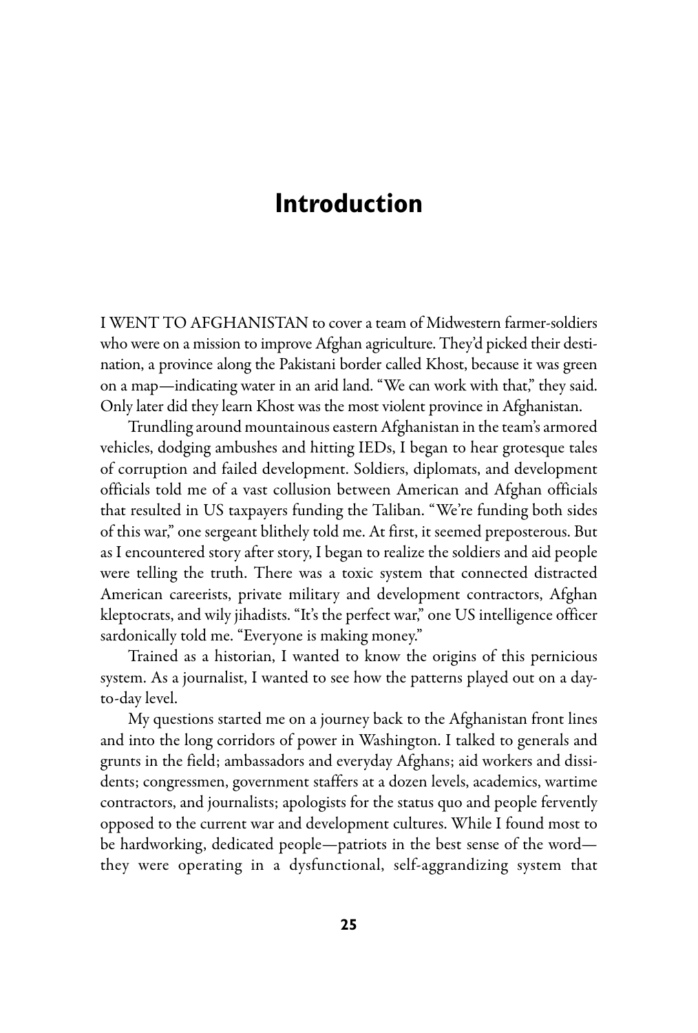# Introduction

I WENT TO AFGHANISTAN to cover a team of Midwestern farmer-soldiers who were on a mission to improve Afghan agriculture. They'd picked their destination, a province along the Pakistani border called Khost, because it was green on a map—indicating water in an arid land. "We can work with that," they said. Only later did they learn Khost was the most violent province in Afghanistan.

Trundling around mountainous eastern Afghanistan in the team's armored vehicles, dodging ambushes and hitting IEDs, I began to hear grotesque tales of corruption and failed development. Soldiers, diplomats, and development officials told me of a vast collusion between American and Afghan officials that resulted in US taxpayers funding the Taliban. "We're funding both sides of this war," one sergeant blithely told me. At first, it seemed preposterous. But as I encountered story after story, I began to realize the soldiers and aid people were telling the truth. There was a toxic system that connected distracted American careerists, private military and development contractors, Afghan kleptocrats, and wily jihadists. "It's the perfect war," one US intelligence officer sardonically told me. "Everyone is making money."

Trained as a historian, I wanted to know the origins of this pernicious system. As a journalist, I wanted to see how the patterns played out on a day-to-day level.

My questions started me on a journey back to the Afghanistan front lines and into the long corridors of power in Washington. I talked to generals and grunts in the field; ambassadors and everyday Afghans; aid workers and dissidents; congressmen, government staffers at a dozen levels, academics, wartime contractors, and journalists; apologists for the status quo and people fervently opposed to the current war and development cultures. While I found most to be hardworking, dedicated people—patriots in the best sense of the word—they were operating in a dysfunctional, self-aggrandizing system that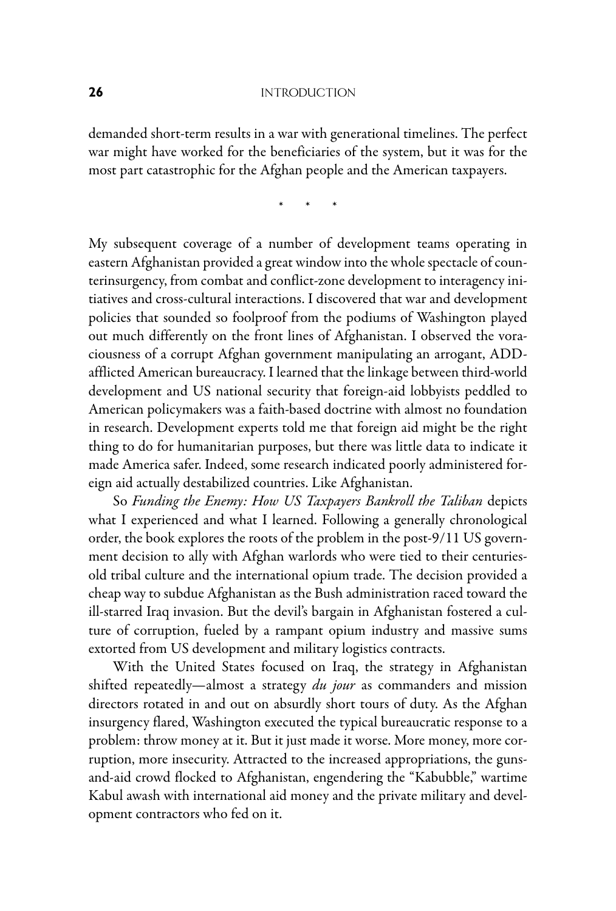demanded short-term results in a war with generational timelines. The perfect war might have worked for the beneficiaries of the system, but it was for the most part catastrophic for the Afghan people and the American taxpayers.

\* \* \*

My subsequent coverage of a number of development teams operating in eastern Afghanistan provided a great window into the whole spectacle of counterinsurgency, from combat and conflict-zone development to interagency initiatives and cross-cultural interactions. I discovered that war and development policies that sounded so foolproof from the podiums of Washington played out much differently on the front lines of Afghanistan. I observed the voraciousness of a corrupt Afghan government manipulating an arrogant, ADD-afflicted American bureaucracy. I learned that the linkage between third-world development and US national security that foreign-aid lobbyists peddled to American policymakers was a faith-based doctrine with almost no foundation in research. Development experts told me that foreign aid might be the right thing to do for humanitarian purposes, but there was little data to indicate it made America safer. Indeed, some research indicated poorly administered foreign aid actually destabilized countries. Like Afghanistan.

So *Funding the Enemy: How US Taxpayers Bankroll the Taliban* depicts what I experienced and what I learned. Following a generally chronological order, the book explores the roots of the problem in the post-9/11 US government decision to ally with Afghan warlords who were tied to their centuries-old tribal culture and the international opium trade. The decision provided a cheap way to subdue Afghanistan as the Bush administration raced toward the ill-starred Iraq invasion. But the devil's bargain in Afghanistan fostered a culture of corruption, fueled by a rampant opium industry and massive sums extorted from US development and military logistics contracts.

With the United States focused on Iraq, the strategy in Afghanistan shifted repeatedly—almost a strategy *du jour* as commanders and mission directors rotated in and out on absurdly short tours of duty. As the Afghan insurgency flared, Washington executed the typical bureaucratic response to a problem: throw money at it. But it just made it worse. More money, more corruption, more insecurity. Attracted to the increased appropriations, the guns-and-aid crowd flocked to Afghanistan, engendering the "Kabubble," wartime Kabul awash with international aid money and the private military and development contractors who fed on it.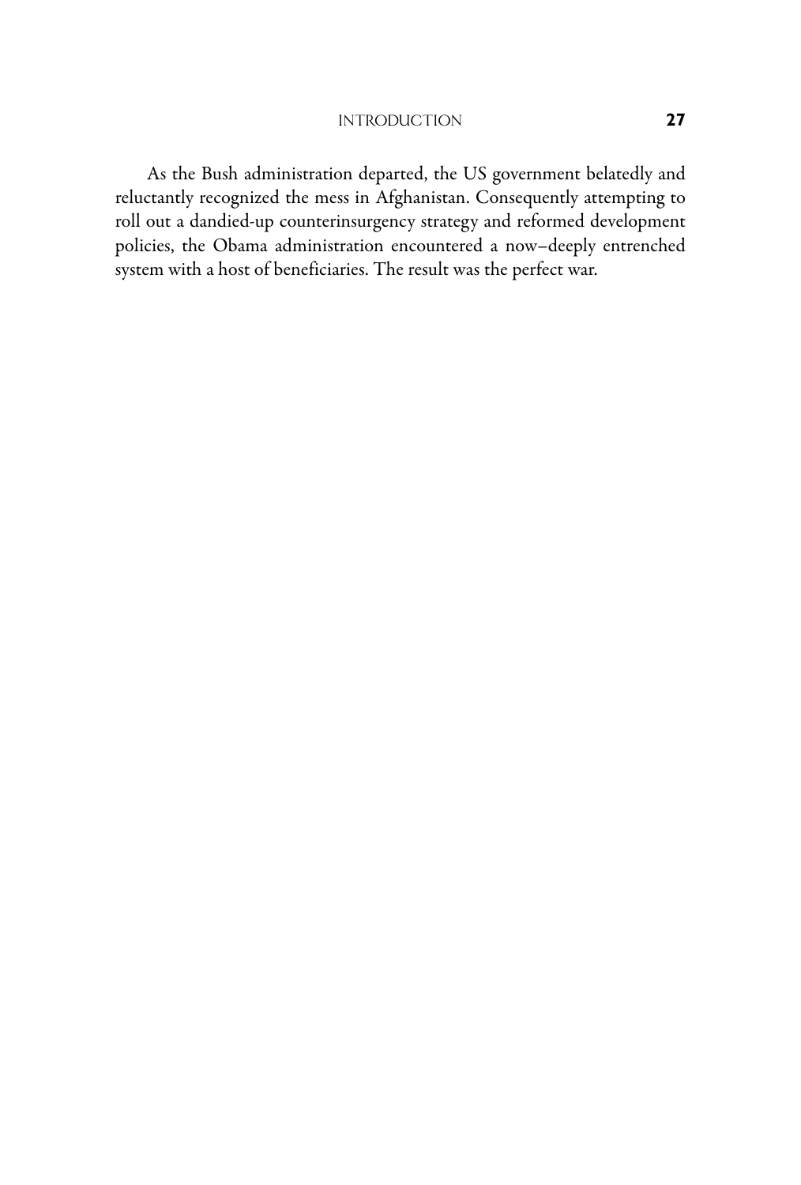As the Bush administration departed, the US government belatedly and reluctantly recognized the mess in Afghanistan. Consequently attempting to roll out a dandied-up counterinsurgency strategy and reformed development policies, the Obama administration encountered a now–deeply entrenched system with a host of beneficiaries. The result was the perfect war.